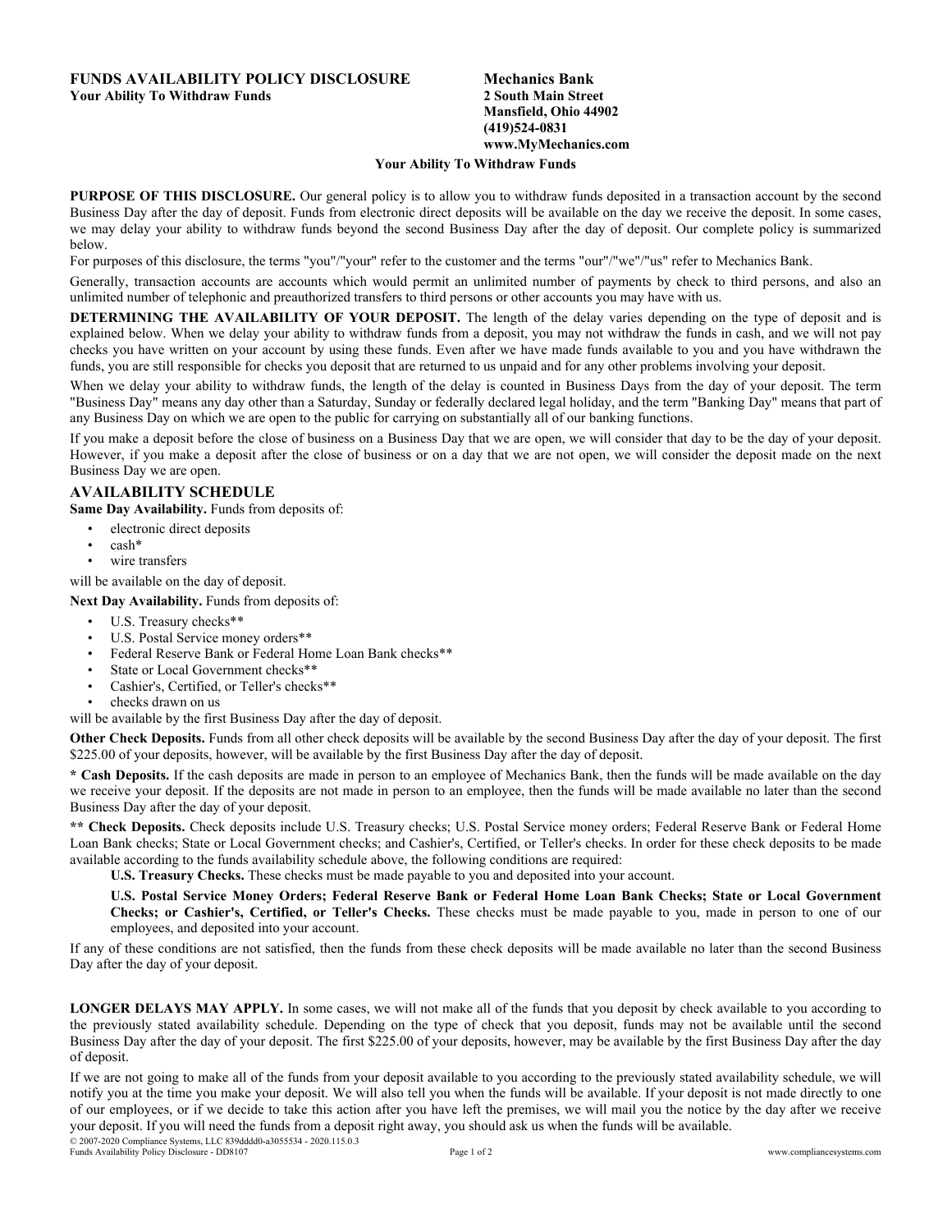# FUNDS AVAILABILITY POLICY DISCLOSURE

**Your Ability To Withdraw Funds**

**Mechanics Bank**
**2 South Main Street**
**Mansfield, Ohio 44902**
**(419)524-0831**
**www.MyMechanics.com**

## Your Ability To Withdraw Funds

**PURPOSE OF THIS DISCLOSURE.** Our general policy is to allow you to withdraw funds deposited in a transaction account by the second Business Day after the day of deposit. Funds from electronic direct deposits will be available on the day we receive the deposit. In some cases, we may delay your ability to withdraw funds beyond the second Business Day after the day of deposit. Our complete policy is summarized below.

For purposes of this disclosure, the terms "you"/"your" refer to the customer and the terms "our"/"we"/"us" refer to Mechanics Bank.

Generally, transaction accounts are accounts which would permit an unlimited number of payments by check to third persons, and also an unlimited number of telephonic and preauthorized transfers to third persons or other accounts you may have with us.

**DETERMINING THE AVAILABILITY OF YOUR DEPOSIT.** The length of the delay varies depending on the type of deposit and is explained below. When we delay your ability to withdraw funds from a deposit, you may not withdraw the funds in cash, and we will not pay checks you have written on your account by using these funds. Even after we have made funds available to you and you have withdrawn the funds, you are still responsible for checks you deposit that are returned to us unpaid and for any other problems involving your deposit.

When we delay your ability to withdraw funds, the length of the delay is counted in Business Days from the day of your deposit. The term "Business Day" means any day other than a Saturday, Sunday or federally declared legal holiday, and the term "Banking Day" means that part of any Business Day on which we are open to the public for carrying on substantially all of our banking functions.

If you make a deposit before the close of business on a Business Day that we are open, we will consider that day to be the day of your deposit. However, if you make a deposit after the close of business or on a day that we are not open, we will consider the deposit made on the next Business Day we are open.

## AVAILABILITY SCHEDULE

**Same Day Availability.** Funds from deposits of:

- electronic direct deposits
- cash*
- wire transfers

will be available on the day of deposit.

**Next Day Availability.** Funds from deposits of:

- U.S. Treasury checks**
- U.S. Postal Service money orders**
- Federal Reserve Bank or Federal Home Loan Bank checks**
- State or Local Government checks**
- Cashier's, Certified, or Teller's checks**
- checks drawn on us

will be available by the first Business Day after the day of deposit.

**Other Check Deposits.** Funds from all other check deposits will be available by the second Business Day after the day of your deposit. The first $225.00 of your deposits, however, will be available by the first Business Day after the day of deposit.

**\* Cash Deposits.** If the cash deposits are made in person to an employee of Mechanics Bank, then the funds will be made available on the day we receive your deposit. If the deposits are not made in person to an employee, then the funds will be made available no later than the second Business Day after the day of your deposit.

**\*\* Check Deposits.** Check deposits include U.S. Treasury checks; U.S. Postal Service money orders; Federal Reserve Bank or Federal Home Loan Bank checks; State or Local Government checks; and Cashier's, Certified, or Teller's checks. In order for these check deposits to be made available according to the funds availability schedule above, the following conditions are required:

**U.S. Treasury Checks.** These checks must be made payable to you and deposited into your account.

**U.S. Postal Service Money Orders; Federal Reserve Bank or Federal Home Loan Bank Checks; State or Local Government Checks; or Cashier's, Certified, or Teller's Checks.** These checks must be made payable to you, made in person to one of our employees, and deposited into your account.

If any of these conditions are not satisfied, then the funds from these check deposits will be made available no later than the second Business Day after the day of your deposit.

**LONGER DELAYS MAY APPLY.** In some cases, we will not make all of the funds that you deposit by check available to you according to the previously stated availability schedule. Depending on the type of check that you deposit, funds may not be available until the second Business Day after the day of your deposit. The first $225.00 of your deposits, however, may be available by the first Business Day after the day of deposit.

If we are not going to make all of the funds from your deposit available to you according to the previously stated availability schedule, we will notify you at the time you make your deposit. We will also tell you when the funds will be available. If your deposit is not made directly to one of our employees, or if we decide to take this action after you have left the premises, we will mail you the notice by the day after we receive your deposit. If you will need the funds from a deposit right away, you should ask us when the funds will be available.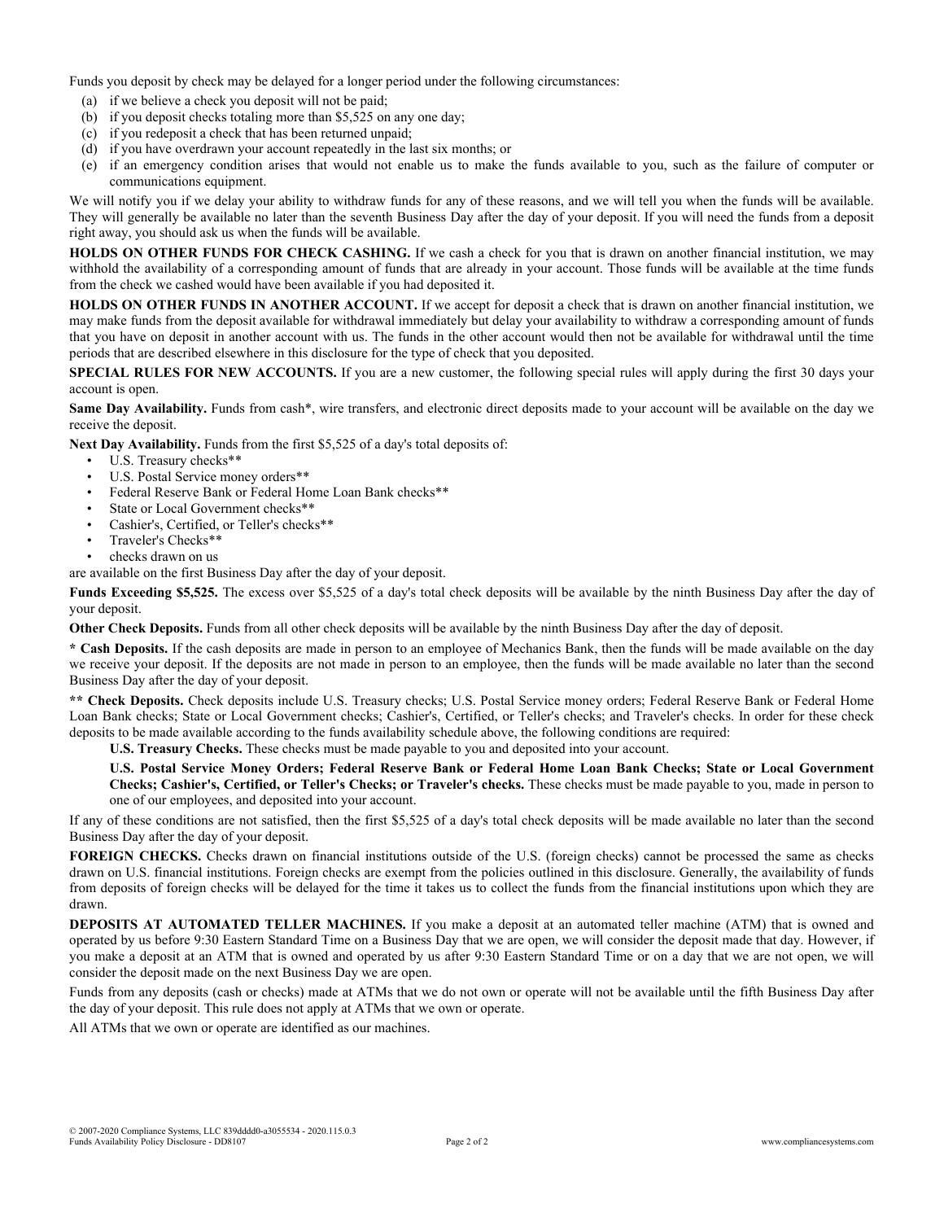Funds you deposit by check may be delayed for a longer period under the following circumstances:

(a) if we believe a check you deposit will not be paid;
(b) if you deposit checks totaling more than $5,525 on any one day;
(c) if you redeposit a check that has been returned unpaid;
(d) if you have overdrawn your account repeatedly in the last six months; or
(e) if an emergency condition arises that would not enable us to make the funds available to you, such as the failure of computer or communications equipment.

We will notify you if we delay your ability to withdraw funds for any of these reasons, and we will tell you when the funds will be available. They will generally be available no later than the seventh Business Day after the day of your deposit. If you will need the funds from a deposit right away, you should ask us when the funds will be available.

**HOLDS ON OTHER FUNDS FOR CHECK CASHING.** If we cash a check for you that is drawn on another financial institution, we may withhold the availability of a corresponding amount of funds that are already in your account. Those funds will be available at the time funds from the check we cashed would have been available if you had deposited it.

**HOLDS ON OTHER FUNDS IN ANOTHER ACCOUNT.** If we accept for deposit a check that is drawn on another financial institution, we may make funds from the deposit available for withdrawal immediately but delay your availability to withdraw a corresponding amount of funds that you have on deposit in another account with us. The funds in the other account would then not be available for withdrawal until the time periods that are described elsewhere in this disclosure for the type of check that you deposited.

**SPECIAL RULES FOR NEW ACCOUNTS.** If you are a new customer, the following special rules will apply during the first 30 days your account is open.

**Same Day Availability.** Funds from cash*, wire transfers, and electronic direct deposits made to your account will be available on the day we receive the deposit.

**Next Day Availability.** Funds from the first $5,525 of a day's total deposits of:

- U.S. Treasury checks**
- U.S. Postal Service money orders**
- Federal Reserve Bank or Federal Home Loan Bank checks**
- State or Local Government checks**
- Cashier's, Certified, or Teller's checks**
- Traveler's Checks**
- checks drawn on us

are available on the first Business Day after the day of your deposit.

**Funds Exceeding $5,525.** The excess over $5,525 of a day's total check deposits will be available by the ninth Business Day after the day of your deposit.

**Other Check Deposits.** Funds from all other check deposits will be available by the ninth Business Day after the day of deposit.

**\* Cash Deposits.** If the cash deposits are made in person to an employee of Mechanics Bank, then the funds will be made available on the day we receive your deposit. If the deposits are not made in person to an employee, then the funds will be made available no later than the second Business Day after the day of your deposit.

**\*\* Check Deposits.** Check deposits include U.S. Treasury checks; U.S. Postal Service money orders; Federal Reserve Bank or Federal Home Loan Bank checks; State or Local Government checks; Cashier's, Certified, or Teller's checks; and Traveler's checks. In order for these check deposits to be made available according to the funds availability schedule above, the following conditions are required:

**U.S. Treasury Checks.** These checks must be made payable to you and deposited into your account.

**U.S. Postal Service Money Orders; Federal Reserve Bank or Federal Home Loan Bank Checks; State or Local Government Checks; Cashier's, Certified, or Teller's Checks; or Traveler's checks.** These checks must be made payable to you, made in person to one of our employees, and deposited into your account.

If any of these conditions are not satisfied, then the first $5,525 of a day's total check deposits will be made available no later than the second Business Day after the day of your deposit.

**FOREIGN CHECKS.** Checks drawn on financial institutions outside of the U.S. (foreign checks) cannot be processed the same as checks drawn on U.S. financial institutions. Foreign checks are exempt from the policies outlined in this disclosure. Generally, the availability of funds from deposits of foreign checks will be delayed for the time it takes us to collect the funds from the financial institutions upon which they are drawn.

**DEPOSITS AT AUTOMATED TELLER MACHINES.** If you make a deposit at an automated teller machine (ATM) that is owned and operated by us before 9:30 Eastern Standard Time on a Business Day that we are open, we will consider the deposit made that day. However, if you make a deposit at an ATM that is owned and operated by us after 9:30 Eastern Standard Time or on a day that we are not open, we will consider the deposit made on the next Business Day we are open.

Funds from any deposits (cash or checks) made at ATMs that we do not own or operate will not be available until the fifth Business Day after the day of your deposit. This rule does not apply at ATMs that we own or operate.

All ATMs that we own or operate are identified as our machines.

© 2007-2020 Compliance Systems, LLC 839dddd0-a3055534 - 2020.115.0.3
Funds Availability Policy Disclosure - DD8107 www.compliancesystems.com